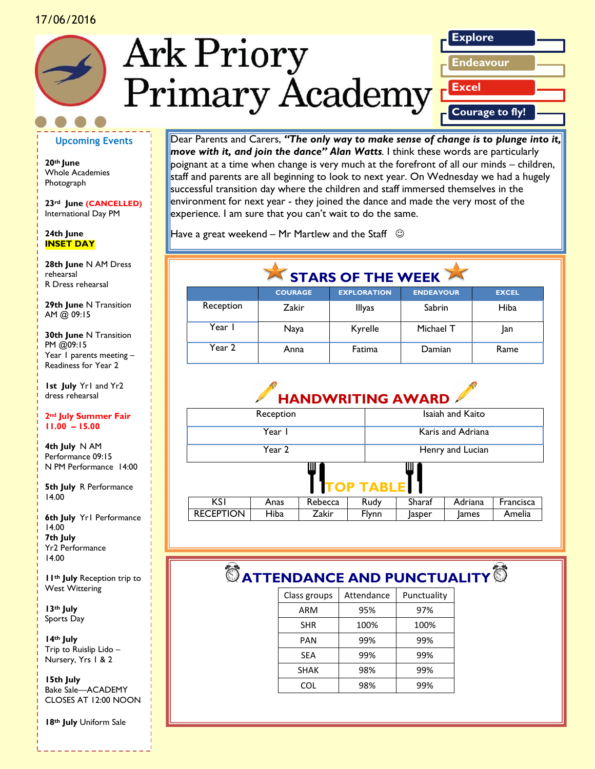17/06/2016

# Ark Priory Primary Academy

Explore
Endeavour
Excel
Courage to fly!

## Upcoming Events

**20th June**
Whole Academies Photograph

**23rd June (CANCELLED)**
International Day PM

**24th June**
**INSET DAY**

**28th June** N AM Dress rehearsal
R Dress rehearsal

**29th June** N Transition AM @ 09:15

**30th June** N Transition PM @09:15
Year 1 parents meeting – Readiness for Year 2

**1st July** Yr1 and Yr2 dress rehearsal

**2nd July Summer Fair 11.00 – 15.00**

**4th July** N AM Performance 09:15
N PM Performance 14:00

**5th July** R Performance 14.00

**6th July** Yr1 Performance 14.00

**7th July**
Yr2 Performance 14.00

**11th July** Reception trip to West Wittering

**13th July**
Sports Day

**14th July**
Trip to Ruislip Lido – Nursery, Yrs 1 & 2

**15th July**
Bake Sale—ACADEMY CLOSES AT 12:00 NOON

**18th July** Uniform Sale

---

Dear Parents and Carers, ***"The only way to make sense of change is to plunge into it, move with it, and join the dance" Alan Watts***. I think these words are particularly poignant at a time when change is very much at the forefront of all our minds – children, staff and parents are all beginning to look to next year. On Wednesday we had a hugely successful transition day where the children and staff immersed themselves in the environment for next year - they joined the dance and made the very most of the experience. I am sure that you can't wait to do the same.

Have a great weekend – Mr Martlew and the Staff ☺

## STARS OF THE WEEK

| | COURAGE | EXPLORATION | ENDEAVOUR | EXCEL |
|---|---|---|---|---|
| Reception | Zakir | Illyas | Sabrin | Hiba |
| Year 1 | Naya | Kyrelle | Michael T | Jan |
| Year 2 | Anna | Fatima | Damian | Rame |

## HANDWRITING AWARD

| | |
|---|---|
| Reception | Isaiah and Kaito |
| Year 1 | Karis and Adriana |
| Year 2 | Henry and Lucian |

## TOP TABLE

| | | | | | | |
|---|---|---|---|---|---|---|
| KS1 | Anas | Rebecca | Rudy | Sharaf | Adriana | Francisca |
| RECEPTION | Hiba | Zakir | Flynn | Jasper | James | Amelia |

## ATTENDANCE AND PUNCTUALITY

| Class groups | Attendance | Punctuality |
|---|---|---|
| ARM | 95% | 97% |
| SHR | 100% | 100% |
| PAN | 99% | 99% |
| SEA | 99% | 99% |
| SHAK | 98% | 99% |
| COL | 98% | 99% |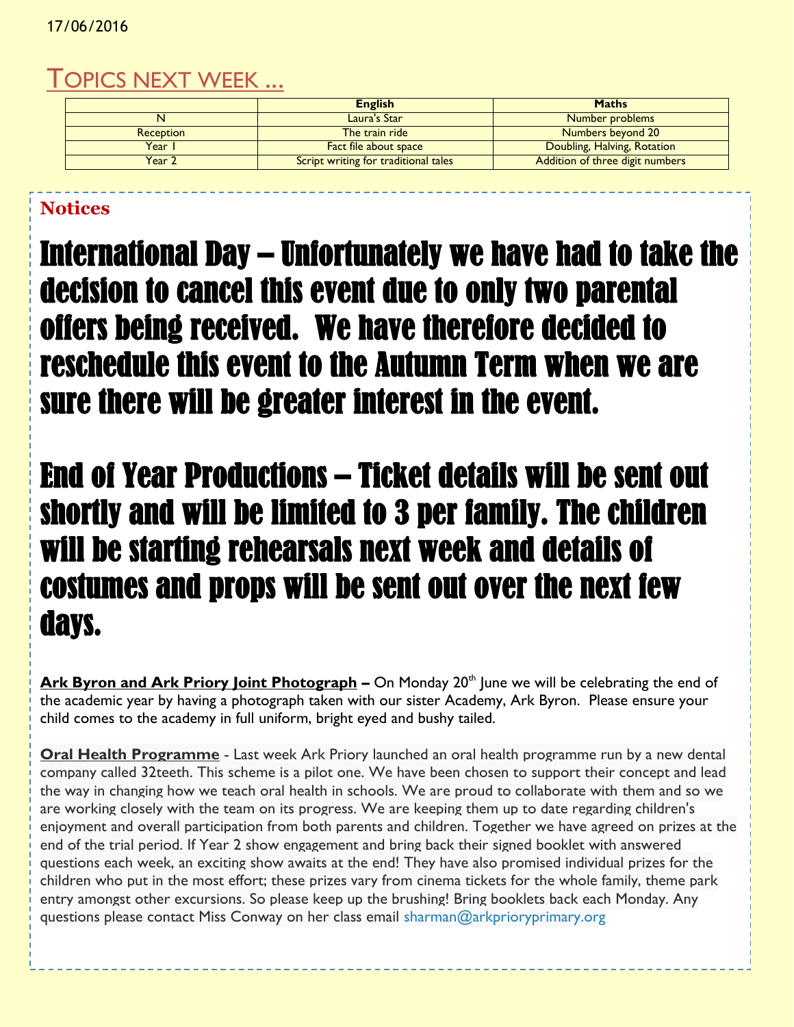17/06/2016

# TOPICS NEXT WEEK …

| | English | Maths |
|---|---|---|
| N | Laura's Star | Number problems |
| Reception | The train ride | Numbers beyond 20 |
| Year 1 | Fact file about space | Doubling, Halving, Rotation |
| Year 2 | Script writing for traditional tales | Addition of three digit numbers |

## Notices

**International Day – Unfortunately we have had to take the decision to cancel this event due to only two parental offers being received. We have therefore decided to reschedule this event to the Autumn Term when we are sure there will be greater interest in the event.**

**End of Year Productions – Ticket details will be sent out shortly and will be limited to 3 per family. The children will be starting rehearsals next week and details of costumes and props will be sent out over the next few days.**

**Ark Byron and Ark Priory Joint Photograph –** On Monday 20th June we will be celebrating the end of the academic year by having a photograph taken with our sister Academy, Ark Byron. Please ensure your child comes to the academy in full uniform, bright eyed and bushy tailed.

**Oral Health Programme** - Last week Ark Priory launched an oral health programme run by a new dental company called 32teeth. This scheme is a pilot one. We have been chosen to support their concept and lead the way in changing how we teach oral health in schools. We are proud to collaborate with them and so we are working closely with the team on its progress. We are keeping them up to date regarding children's enjoyment and overall participation from both parents and children. Together we have agreed on prizes at the end of the trial period. If Year 2 show engagement and bring back their signed booklet with answered questions each week, an exciting show awaits at the end! They have also promised individual prizes for the children who put in the most effort; these prizes vary from cinema tickets for the whole family, theme park entry amongst other excursions. So please keep up the brushing! Bring booklets back each Monday. Any questions please contact Miss Conway on her class email sharman@arkprioryprimary.org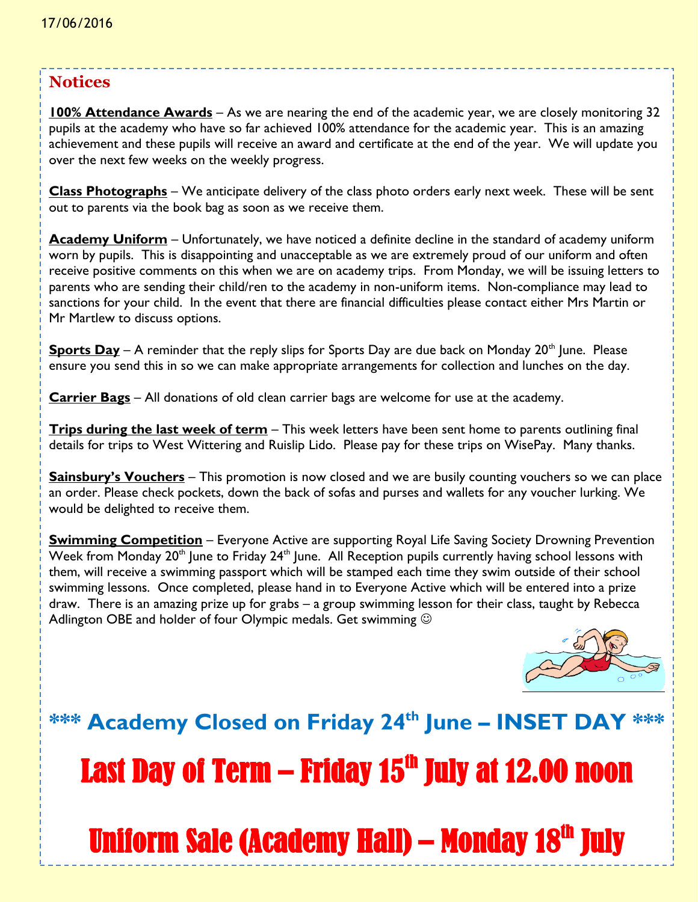17/06/2016

## Notices

**100% Attendance Awards** – As we are nearing the end of the academic year, we are closely monitoring 32 pupils at the academy who have so far achieved 100% attendance for the academic year. This is an amazing achievement and these pupils will receive an award and certificate at the end of the year. We will update you over the next few weeks on the weekly progress.

**Class Photographs** – We anticipate delivery of the class photo orders early next week. These will be sent out to parents via the book bag as soon as we receive them.

**Academy Uniform** – Unfortunately, we have noticed a definite decline in the standard of academy uniform worn by pupils. This is disappointing and unacceptable as we are extremely proud of our uniform and often receive positive comments on this when we are on academy trips. From Monday, we will be issuing letters to parents who are sending their child/ren to the academy in non-uniform items. Non-compliance may lead to sanctions for your child. In the event that there are financial difficulties please contact either Mrs Martin or Mr Martlew to discuss options.

**Sports Day** – A reminder that the reply slips for Sports Day are due back on Monday 20th June. Please ensure you send this in so we can make appropriate arrangements for collection and lunches on the day.

**Carrier Bags** – All donations of old clean carrier bags are welcome for use at the academy.

**Trips during the last week of term** – This week letters have been sent home to parents outlining final details for trips to West Wittering and Ruislip Lido. Please pay for these trips on WisePay. Many thanks.

**Sainsbury's Vouchers** – This promotion is now closed and we are busily counting vouchers so we can place an order. Please check pockets, down the back of sofas and purses and wallets for any voucher lurking. We would be delighted to receive them.

**Swimming Competition** – Everyone Active are supporting Royal Life Saving Society Drowning Prevention Week from Monday 20th June to Friday 24th June. All Reception pupils currently having school lessons with them, will receive a swimming passport which will be stamped each time they swim outside of their school swimming lessons. Once completed, please hand in to Everyone Active which will be entered into a prize draw. There is an amazing prize up for grabs – a group swimming lesson for their class, taught by Rebecca Adlington OBE and holder of four Olympic medals. Get swimming ☺

**\*\*\* Academy Closed on Friday 24th June – INSET DAY \*\*\***

# Last Day of Term – Friday 15th July at 12.00 noon

# Uniform Sale (Academy Hall) – Monday 18th July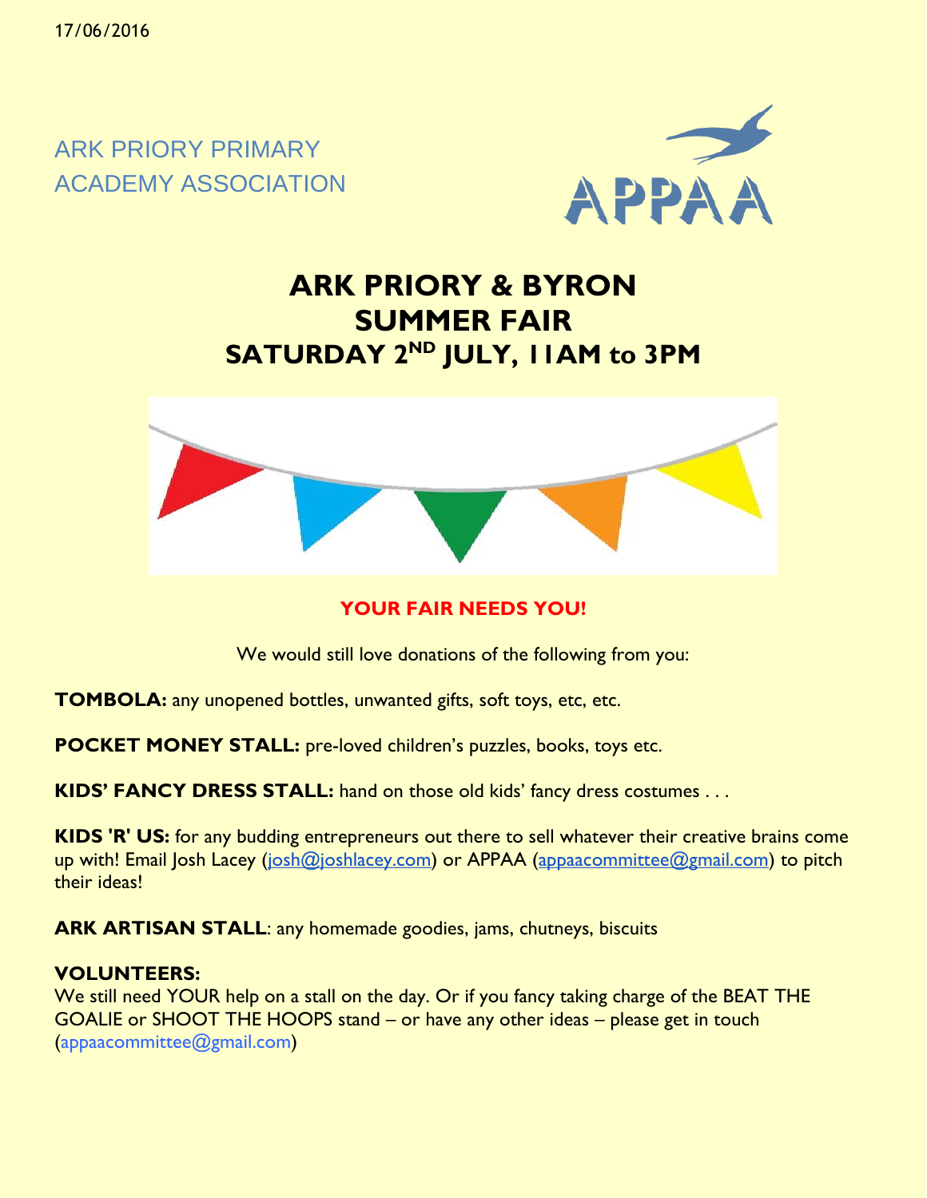17/06/2016

ARK PRIORY PRIMARY
ACADEMY ASSOCIATION

APPAA

# ARK PRIORY & BYRON SUMMER FAIR

## SATURDAY 2ND JULY, 11AM to 3PM

**YOUR FAIR NEEDS YOU!**

We would still love donations of the following from you:

**TOMBOLA:** any unopened bottles, unwanted gifts, soft toys, etc, etc.

**POCKET MONEY STALL:** pre-loved children's puzzles, books, toys etc.

**KIDS' FANCY DRESS STALL:** hand on those old kids' fancy dress costumes . . .

**KIDS 'R' US:** for any budding entrepreneurs out there to sell whatever their creative brains come up with! Email Josh Lacey (josh@joshlacey.com) or APPAA (appaacommittee@gmail.com) to pitch their ideas!

**ARK ARTISAN STALL**: any homemade goodies, jams, chutneys, biscuits

**VOLUNTEERS:**
We still need YOUR help on a stall on the day. Or if you fancy taking charge of the BEAT THE GOALIE or SHOOT THE HOOPS stand – or have any other ideas – please get in touch (appaacommittee@gmail.com)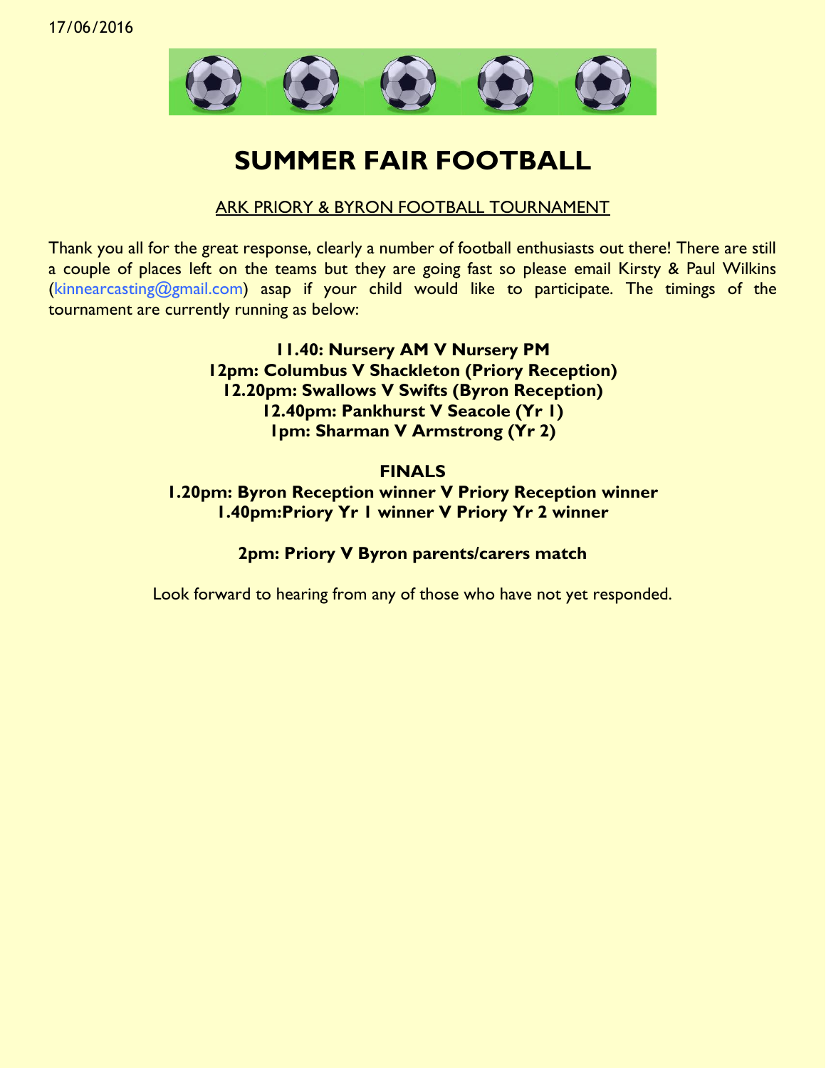17/06/2016

# SUMMER FAIR FOOTBALL

ARK PRIORY & BYRON FOOTBALL TOURNAMENT

Thank you all for the great response, clearly a number of football enthusiasts out there! There are still a couple of places left on the teams but they are going fast so please email Kirsty & Paul Wilkins (kinnearcasting@gmail.com) asap if your child would like to participate. The timings of the tournament are currently running as below:

**11.40: Nursery AM V Nursery PM**
**12pm: Columbus V Shackleton (Priory Reception)**
**12.20pm: Swallows V Swifts (Byron Reception)**
**12.40pm: Pankhurst V Seacole (Yr 1)**
**1pm: Sharman V Armstrong (Yr 2)**

**FINALS**
**1.20pm: Byron Reception winner V Priory Reception winner**
**1.40pm:Priory Yr 1 winner V Priory Yr 2 winner**

**2pm: Priory V Byron parents/carers match**

Look forward to hearing from any of those who have not yet responded.